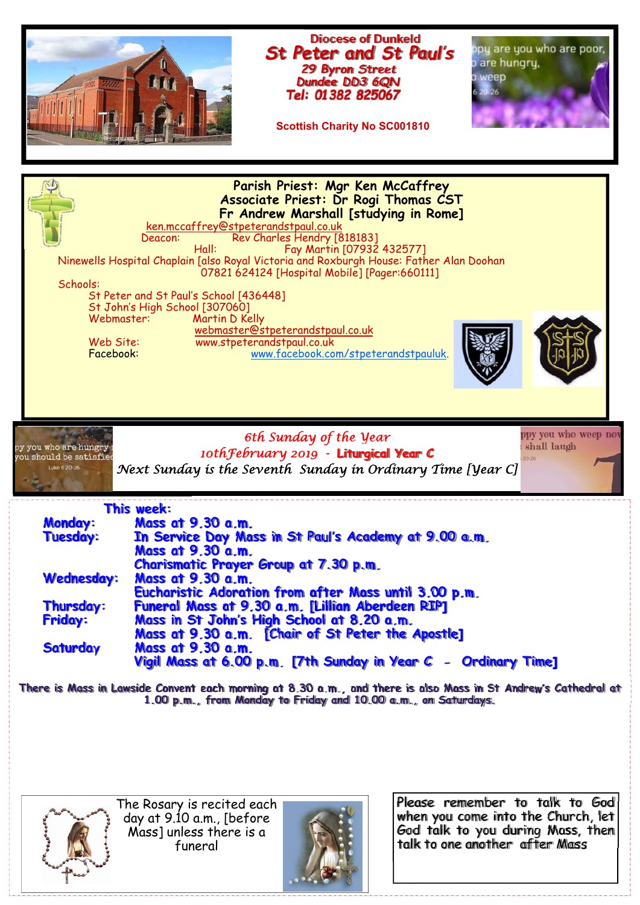Diocese of Dunkeld

# St Peter and St Paul's

29 Byron Street
Dundee DD3 6QN
Tel: 01382 825067

Scottish Charity No SC001810

**Parish Priest: Mgr Ken McCaffrey**
**Associate Priest: Dr Rogi Thomas CST**
**Fr Andrew Marshall [studying in Rome]**

ken.mccaffrey@stpeterandstpaul.co.uk

Deacon: Rev Charles Hendry [818183]

Hall: Fay Martin [07932 432577]

Ninewells Hospital Chaplain [also Royal Victoria and Roxburgh House: Father Alan Doohan 07821 624124 [Hospital Mobile] [Pager:660111]

Schools:

St Peter and St Paul's School [436448]
St John's High School [307060]

Webmaster: Martin D Kelly
webmaster@stpeterandstpaul.co.uk

Web Site: www.stpeterandstpaul.co.uk

Facebook: www.facebook.com/stpeterandstpauluk.

*6th Sunday of the Year*

*10thFebruary 2019* - **Liturgical Year C**

*Next Sunday is the Seventh Sunday in Ordinary Time [Year C]*

## This week:

**Monday:** Mass at 9.30 a.m.

**Tuesday:** In Service Day Mass in St Paul's Academy at 9.00 a.m.
Mass at 9.30 a.m.
Charismatic Prayer Group at 7.30 p.m.

**Wednesday:** Mass at 9.30 a.m.
Eucharistic Adoration from after Mass until 3.00 p.m.

**Thursday:** Funeral Mass at 9.30 a.m. [Lillian Aberdeen RIP]

**Friday:** Mass in St John's High School at 8.20 a.m.
Mass at 9.30 a.m. [Chair of St Peter the Apostle]

**Saturday** Mass at 9.30 a.m.
Vigil Mass at 6.00 p.m. [7th Sunday in Year C - Ordinary Time]

There is Mass in Lawside Convent each morning at 8.30 a.m., and there is also Mass in St Andrew's Cathedral at 1.00 p.m., from Monday to Friday and 10.00 a.m., on Saturdays.

The Rosary is recited each day at 9.10 a.m., [before Mass] unless there is a funeral

Please remember to talk to God when you come into the Church, let God talk to you during Mass, then talk to one another after Mass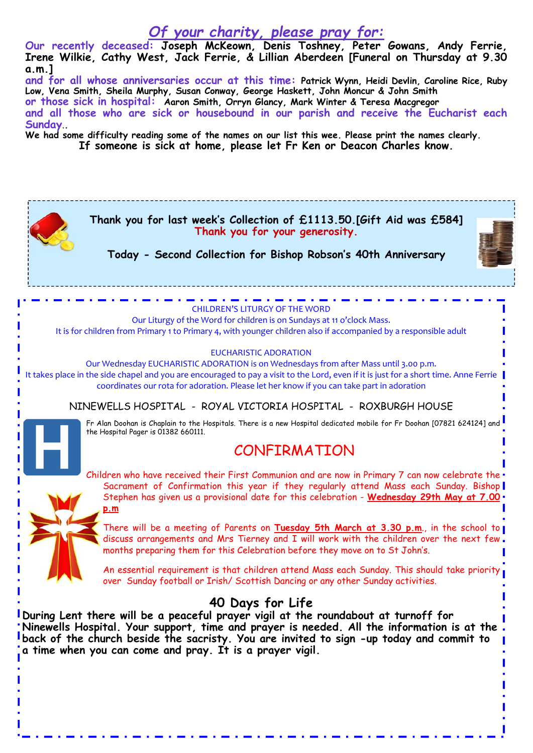# *Of your charity, please pray for:*

**Our recently deceased: Joseph McKeown, Denis Toshney, Peter Gowans, Andy Ferrie, Irene Wilkie, Cathy West, Jack Ferrie, & Lillian Aberdeen [Funeral on Thursday at 9.30 a.m.]**

**and for all whose anniversaries occur at this time: Patrick Wynn, Heidi Devlin, Caroline Rice, Ruby Low, Vena Smith, Sheila Murphy, Susan Conway, George Haskett, John Moncur & John Smith**

**or those sick in hospital: Aaron Smith, Orryn Glancy, Mark Winter & Teresa Macgregor**

**and all those who are sick or housebound in our parish and receive the Eucharist each Sunday..**

**We had some difficulty reading some of the names on our list this wee. Please print the names clearly.**

**If someone is sick at home, please let Fr Ken or Deacon Charles know.**

**Thank you for last week's Collection of £1113.50.[Gift Aid was £584]**
**Thank you for your generosity.**

**Today - Second Collection for Bishop Robson's 40th Anniversary**

CHILDREN'S LITURGY OF THE WORD

Our Liturgy of the Word for children is on Sundays at 11 o'clock Mass.
It is for children from Primary 1 to Primary 4, with younger children also if accompanied by a responsible adult

EUCHARISTIC ADORATION

Our Wednesday EUCHARISTIC ADORATION is on Wednesdays from after Mass until 3.00 p.m.
It takes place in the side chapel and you are encouraged to pay a visit to the Lord, even if it is just for a short time. Anne Ferrie coordinates our rota for adoration. Please let her know if you can take part in adoration

NINEWELLS HOSPITAL - ROYAL VICTORIA HOSPITAL - ROXBURGH HOUSE

Fr Alan Doohan is Chaplain to the Hospitals. There is a new Hospital dedicated mobile for Fr Doohan [07821 624124] and the Hospital Pager is 01382 660111.

## CONFIRMATION

Children who have received their First Communion and are now in Primary 7 can now celebrate the Sacrament of Confirmation this year if they regularly attend Mass each Sunday. Bishop Stephen has given us a provisional date for this celebration - **Wednesday 29th May at 7.00 p.m**

There will be a meeting of Parents on **Tuesday 5th March at 3.30 p.m**., in the school to discuss arrangements and Mrs Tierney and I will work with the children over the next few months preparing them for this Celebration before they move on to St John's.

An essential requirement is that children attend Mass each Sunday. This should take priority over Sunday football or Irish/ Scottish Dancing or any other Sunday activities.

## 40 Days for Life

**During Lent there will be a peaceful prayer vigil at the roundabout at turnoff for Ninewells Hospital. Your support, time and prayer is needed. All the information is at the back of the church beside the sacristy. You are invited to sign -up today and commit to a time when you can come and pray. It is a prayer vigil.**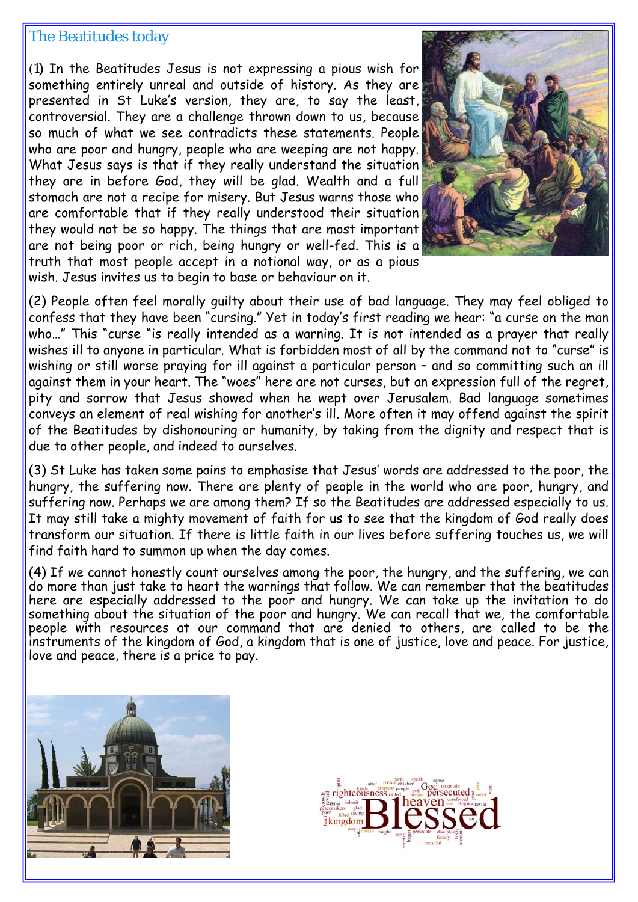## The Beatitudes today

(1) In the Beatitudes Jesus is not expressing a pious wish for something entirely unreal and outside of history. As they are presented in St Luke's version, they are, to say the least, controversial. They are a challenge thrown down to us, because so much of what we see contradicts these statements. People who are poor and hungry, people who are weeping are not happy. What Jesus says is that if they really understand the situation they are in before God, they will be glad. Wealth and a full stomach are not a recipe for misery. But Jesus warns those who are comfortable that if they really understood their situation they would not be so happy. The things that are most important are not being poor or rich, being hungry or well-fed. This is a truth that most people accept in a notional way, or as a pious wish. Jesus invites us to begin to base or behaviour on it.

(2) People often feel morally guilty about their use of bad language. They may feel obliged to confess that they have been "cursing." Yet in today's first reading we hear: "a curse on the man who…" This "curse "is really intended as a warning. It is not intended as a prayer that really wishes ill to anyone in particular. What is forbidden most of all by the command not to "curse" is wishing or still worse praying for ill against a particular person – and so committing such an ill against them in your heart. The "woes" here are not curses, but an expression full of the regret, pity and sorrow that Jesus showed when he wept over Jerusalem. Bad language sometimes conveys an element of real wishing for another's ill. More often it may offend against the spirit of the Beatitudes by dishonouring or humanity, by taking from the dignity and respect that is due to other people, and indeed to ourselves.

(3) St Luke has taken some pains to emphasise that Jesus' words are addressed to the poor, the hungry, the suffering now. There are plenty of people in the world who are poor, hungry, and suffering now. Perhaps we are among them? If so the Beatitudes are addressed especially to us. It may still take a mighty movement of faith for us to see that the kingdom of God really does transform our situation. If there is little faith in our lives before suffering touches us, we will find faith hard to summon up when the day comes.

(4) If we cannot honestly count ourselves among the poor, the hungry, and the suffering, we can do more than just take to heart the warnings that follow. We can remember that the beatitudes here are especially addressed to the poor and hungry. We can take up the invitation to do something about the situation of the poor and hungry. We can recall that we, the comfortable people with resources at our command that are denied to others, are called to be the instruments of the kingdom of God, a kingdom that is one of justice, love and peace. For justice, love and peace, there is a price to pay.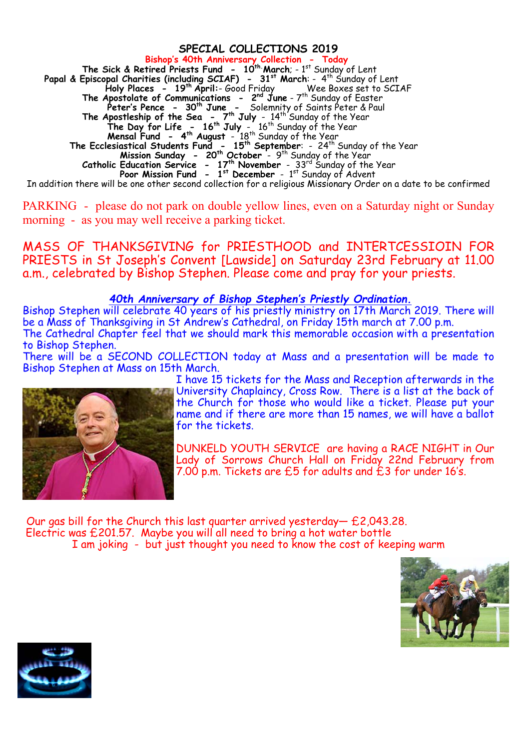## SPECIAL COLLECTIONS 2019

**Bishop's 40th Anniversary Collection - Today**

**The Sick & Retired Priests Fund - 10th March**; - 1st Sunday of Lent

**Papal & Episcopal Charities (including SCIAF) - 31st March**: - 4th Sunday of Lent

**Holy Places - 19th April**:- Good Friday Wee Boxes set to SCIAF

**The Apostolate of Communications - 2nd June** - 7th Sunday of Easter

**Peter's Pence - 30th June** - Solemnity of Saints Peter & Paul

**The Apostleship of the Sea - 7th July** - 14th Sunday of the Year

**The Day for Life - 16th July** - 16th Sunday of the Year

**Mensal Fund - 4th August** - 18th Sunday of the Year

**The Ecclesiastical Students Fund - 15th September**: - 24th Sunday of the Year

**Mission Sunday - 20th October** - 9th Sunday of the Year

**Catholic Education Service - 17th November** - 33rd Sunday of the Year

**Poor Mission Fund - 1st December** - 1st Sunday of Advent

In addition there will be one other second collection for a religious Missionary Order on a date to be confirmed

PARKING - please do not park on double yellow lines, even on a Saturday night or Sunday morning - as you may well receive a parking ticket.

MASS OF THANKSGIVING for PRIESTHOOD and INTERTCESSIOIN FOR PRIESTS in St Joseph's Convent [Lawside] on Saturday 23rd February at 11.00 a.m., celebrated by Bishop Stephen. Please come and pray for your priests.

***40th Anniversary of Bishop Stephen's Priestly Ordination.***

Bishop Stephen will celebrate 40 years of his priestly ministry on 17th March 2019. There will be a Mass of Thanksgiving in St Andrew's Cathedral, on Friday 15th march at 7.00 p.m.

The Cathedral Chapter feel that we should mark this memorable occasion with a presentation to Bishop Stephen.

There will be a SECOND COLLECTION today at Mass and a presentation will be made to Bishop Stephen at Mass on 15th March.

I have 15 tickets for the Mass and Reception afterwards in the University Chaplaincy, Cross Row. There is a list at the back of the Church for those who would like a ticket. Please put your name and if there are more than 15 names, we will have a ballot for the tickets.

DUNKELD YOUTH SERVICE are having a RACE NIGHT in Our Lady of Sorrows Church Hall on Friday 22nd February from 7.00 p.m. Tickets are £5 for adults and £3 for under 16's.

Our gas bill for the Church this last quarter arrived yesterday— £2,043.28.
Electric was £201.57. Maybe you will all need to bring a hot water bottle
I am joking - but just thought you need to know the cost of keeping warm